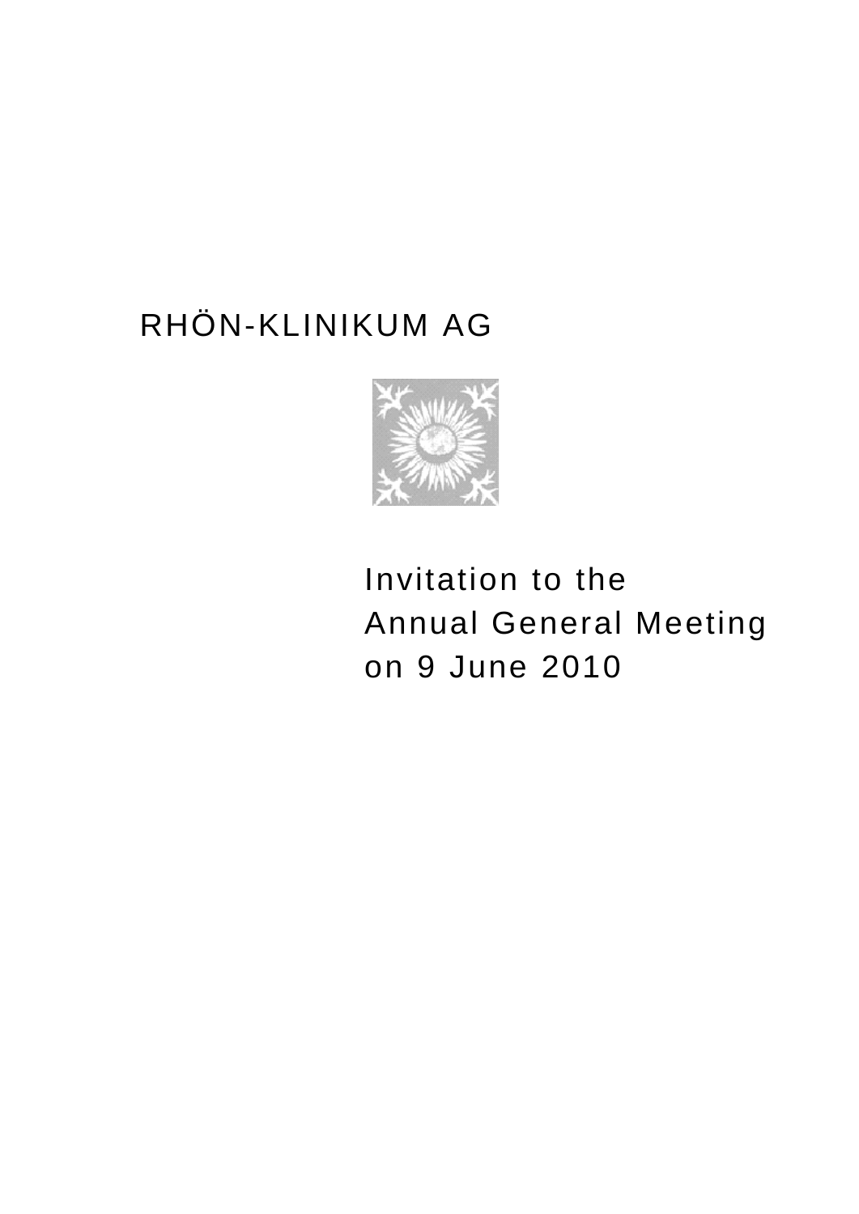# RHÖN-KLINIKUM AG

## Invitation to the Annual General Meeting on 9 June 2010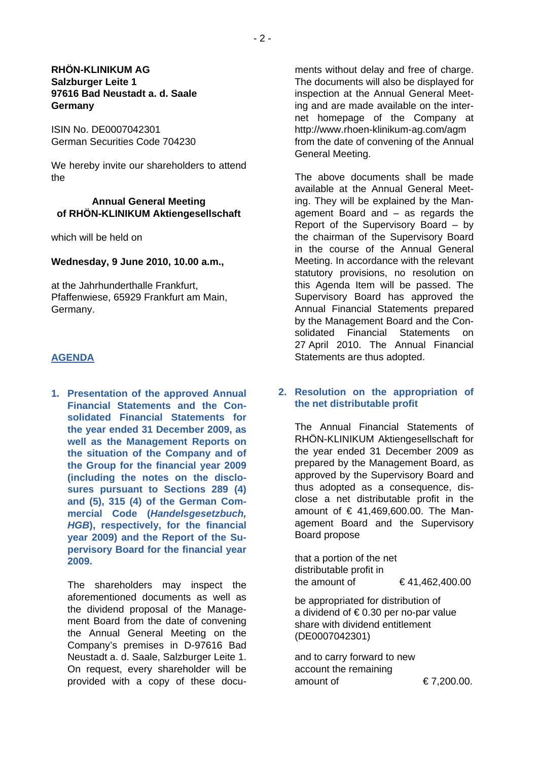**RHÖN-KLINIKUM AG**
**Salzburger Leite 1**
**97616 Bad Neustadt a. d. Saale**
**Germany**

ISIN No. DE0007042301
German Securities Code 704230

We hereby invite our shareholders to attend the

**Annual General Meeting**
**of RHÖN-KLINIKUM Aktiengesellschaft**

which will be held on

**Wednesday, 9 June 2010, 10.00 a.m.,**

at the Jahrhunderthalle Frankfurt, Pfaffenwiese, 65929 Frankfurt am Main, Germany.

## AGENDA

### 1. Presentation of the approved Annual Financial Statements and the Consolidated Financial Statements for the year ended 31 December 2009, as well as the Management Reports on the situation of the Company and of the Group for the financial year 2009 (including the notes on the disclosures pursuant to Sections 289 (4) and (5), 315 (4) of the German Commercial Code (*Handelsgesetzbuch, HGB*), respectively, for the financial year 2009) and the Report of the Supervisory Board for the financial year 2009.

The shareholders may inspect the aforementioned documents as well as the dividend proposal of the Management Board from the date of convening the Annual General Meeting on the Company's premises in D-97616 Bad Neustadt a. d. Saale, Salzburger Leite 1. On request, every shareholder will be provided with a copy of these documents without delay and free of charge. The documents will also be displayed for inspection at the Annual General Meeting and are made available on the internet homepage of the Company at http://www.rhoen-klinikum-ag.com/agm from the date of convening of the Annual General Meeting.

The above documents shall be made available at the Annual General Meeting. They will be explained by the Management Board and – as regards the Report of the Supervisory Board – by the chairman of the Supervisory Board in the course of the Annual General Meeting. In accordance with the relevant statutory provisions, no resolution on this Agenda Item will be passed. The Supervisory Board has approved the Annual Financial Statements prepared by the Management Board and the Consolidated Financial Statements on 27 April 2010. The Annual Financial Statements are thus adopted.

### 2. Resolution on the appropriation of the net distributable profit

The Annual Financial Statements of RHÖN-KLINIKUM Aktiengesellschaft for the year ended 31 December 2009 as prepared by the Management Board, as approved by the Supervisory Board and thus adopted as a consequence, disclose a net distributable profit in the amount of € 41,469,600.00. The Management Board and the Supervisory Board propose

| | |
|---|---|
| that a portion of the net distributable profit in the amount of | € 41,462,400.00 |
| be appropriated for distribution of a dividend of € 0.30 per no-par value share with dividend entitlement (DE0007042301) | |
| and to carry forward to new account the remaining amount of | € 7,200.00. |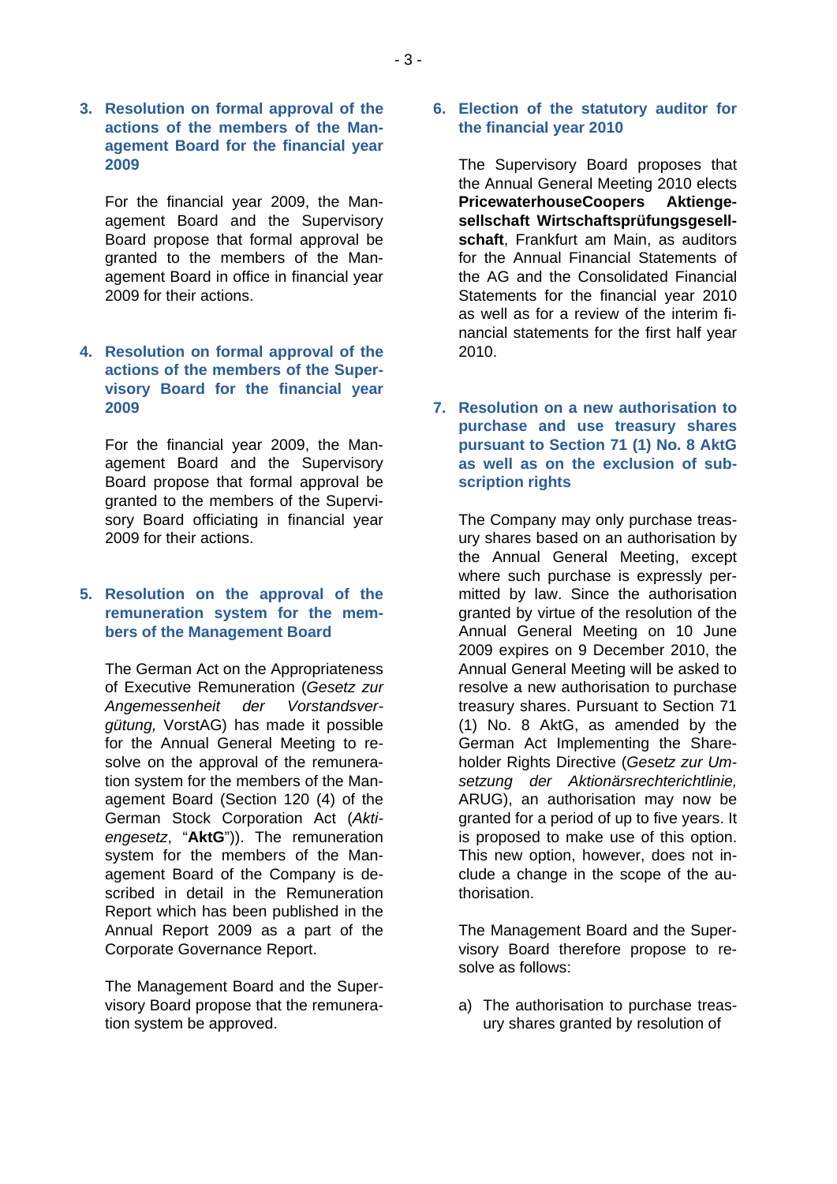### 3. Resolution on formal approval of the actions of the members of the Management Board for the financial year 2009

For the financial year 2009, the Management Board and the Supervisory Board propose that formal approval be granted to the members of the Management Board in office in financial year 2009 for their actions.

### 4. Resolution on formal approval of the actions of the members of the Supervisory Board for the financial year 2009

For the financial year 2009, the Management Board and the Supervisory Board propose that formal approval be granted to the members of the Supervisory Board officiating in financial year 2009 for their actions.

### 5. Resolution on the approval of the remuneration system for the members of the Management Board

The German Act on the Appropriateness of Executive Remuneration (*Gesetz zur Angemessenheit der Vorstandsvergütung,* VorstAG) has made it possible for the Annual General Meeting to resolve on the approval of the remuneration system for the members of the Management Board (Section 120 (4) of the German Stock Corporation Act (*Aktiengesetz*, "**AktG**")). The remuneration system for the members of the Management Board of the Company is described in detail in the Remuneration Report which has been published in the Annual Report 2009 as a part of the Corporate Governance Report.

The Management Board and the Supervisory Board propose that the remuneration system be approved.

### 6. Election of the statutory auditor for the financial year 2010

The Supervisory Board proposes that the Annual General Meeting 2010 elects **PricewaterhouseCoopers Aktiengesellschaft Wirtschaftsprüfungsgesellschaft**, Frankfurt am Main, as auditors for the Annual Financial Statements of the AG and the Consolidated Financial Statements for the financial year 2010 as well as for a review of the interim financial statements for the first half year 2010.

### 7. Resolution on a new authorisation to purchase and use treasury shares pursuant to Section 71 (1) No. 8 AktG as well as on the exclusion of subscription rights

The Company may only purchase treasury shares based on an authorisation by the Annual General Meeting, except where such purchase is expressly permitted by law. Since the authorisation granted by virtue of the resolution of the Annual General Meeting on 10 June 2009 expires on 9 December 2010, the Annual General Meeting will be asked to resolve a new authorisation to purchase treasury shares. Pursuant to Section 71 (1) No. 8 AktG, as amended by the German Act Implementing the Shareholder Rights Directive (*Gesetz zur Umsetzung der Aktionärsrechterichtlinie,* ARUG), an authorisation may now be granted for a period of up to five years. It is proposed to make use of this option. This new option, however, does not include a change in the scope of the authorisation.

The Management Board and the Supervisory Board therefore propose to resolve as follows:

a) The authorisation to purchase treasury shares granted by resolution of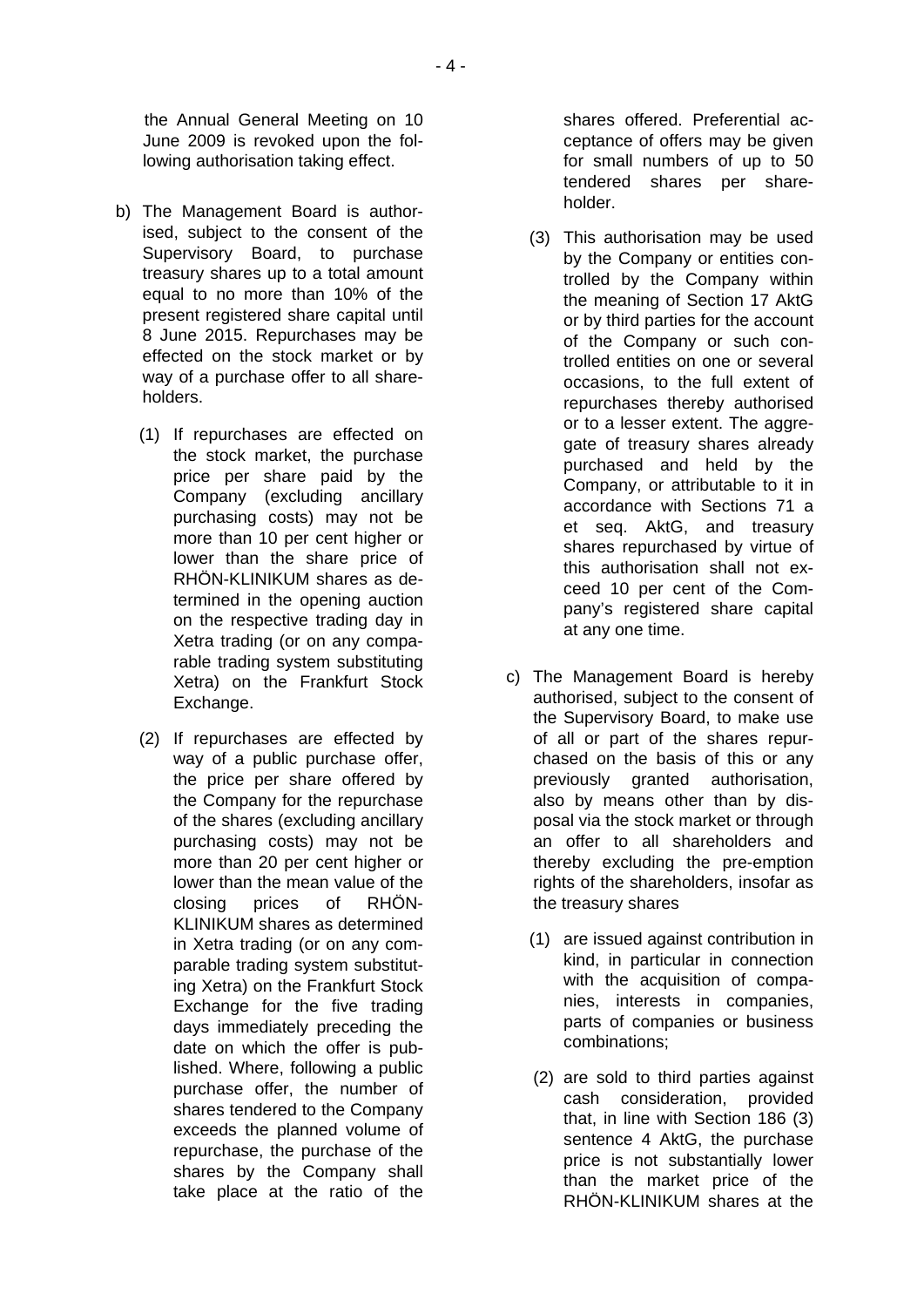the Annual General Meeting on 10 June 2009 is revoked upon the following authorisation taking effect.

b) The Management Board is authorised, subject to the consent of the Supervisory Board, to purchase treasury shares up to a total amount equal to no more than 10% of the present registered share capital until 8 June 2015. Repurchases may be effected on the stock market or by way of a purchase offer to all shareholders.

   (1) If repurchases are effected on the stock market, the purchase price per share paid by the Company (excluding ancillary purchasing costs) may not be more than 10 per cent higher or lower than the share price of RHÖN-KLINIKUM shares as determined in the opening auction on the respective trading day in Xetra trading (or on any comparable trading system substituting Xetra) on the Frankfurt Stock Exchange.

   (2) If repurchases are effected by way of a public purchase offer, the price per share offered by the Company for the repurchase of the shares (excluding ancillary purchasing costs) may not be more than 20 per cent higher or lower than the mean value of the closing prices of RHÖN-KLINIKUM shares as determined in Xetra trading (or on any comparable trading system substituting Xetra) on the Frankfurt Stock Exchange for the five trading days immediately preceding the date on which the offer is published. Where, following a public purchase offer, the number of shares tendered to the Company exceeds the planned volume of repurchase, the purchase of the shares by the Company shall take place at the ratio of the shares offered. Preferential acceptance of offers may be given for small numbers of up to 50 tendered shares per shareholder.

   (3) This authorisation may be used by the Company or entities controlled by the Company within the meaning of Section 17 AktG or by third parties for the account of the Company or such controlled entities on one or several occasions, to the full extent of repurchases thereby authorised or to a lesser extent. The aggregate of treasury shares already purchased and held by the Company, or attributable to it in accordance with Sections 71 a et seq. AktG, and treasury shares repurchased by virtue of this authorisation shall not exceed 10 per cent of the Company's registered share capital at any one time.

c) The Management Board is hereby authorised, subject to the consent of the Supervisory Board, to make use of all or part of the shares repurchased on the basis of this or any previously granted authorisation, also by means other than by disposal via the stock market or through an offer to all shareholders and thereby excluding the pre-emption rights of the shareholders, insofar as the treasury shares

   (1) are issued against contribution in kind, in particular in connection with the acquisition of companies, interests in companies, parts of companies or business combinations;

   (2) are sold to third parties against cash consideration, provided that, in line with Section 186 (3) sentence 4 AktG, the purchase price is not substantially lower than the market price of the RHÖN-KLINIKUM shares at the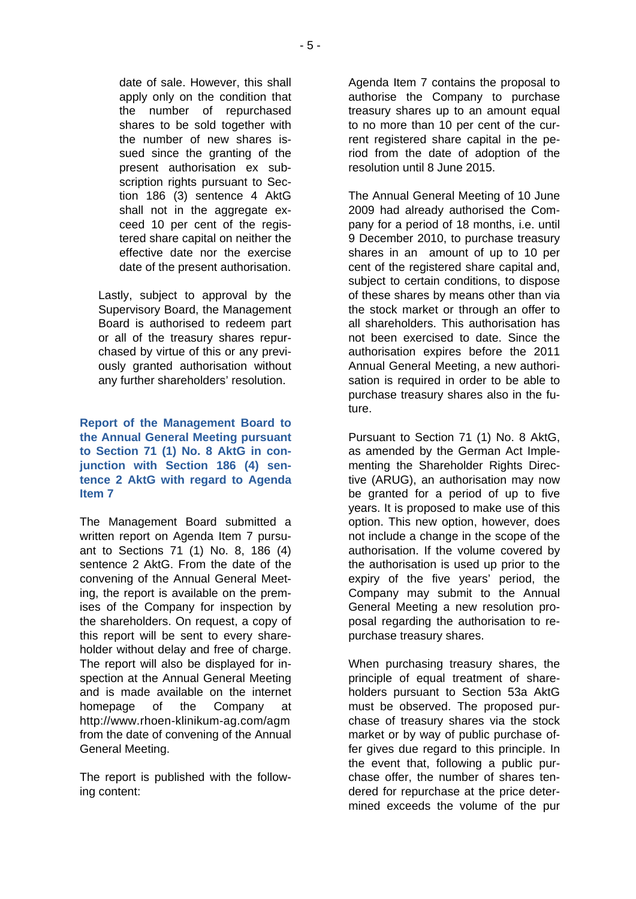date of sale. However, this shall apply only on the condition that the number of repurchased shares to be sold together with the number of new shares issued since the granting of the present authorisation ex subscription rights pursuant to Section 186 (3) sentence 4 AktG shall not in the aggregate exceed 10 per cent of the registered share capital on neither the effective date nor the exercise date of the present authorisation.

Lastly, subject to approval by the Supervisory Board, the Management Board is authorised to redeem part or all of the treasury shares repurchased by virtue of this or any previously granted authorisation without any further shareholders' resolution.

**Report of the Management Board to the Annual General Meeting pursuant to Section 71 (1) No. 8 AktG in conjunction with Section 186 (4) sentence 2 AktG with regard to Agenda Item 7**

The Management Board submitted a written report on Agenda Item 7 pursuant to Sections 71 (1) No. 8, 186 (4) sentence 2 AktG. From the date of the convening of the Annual General Meeting, the report is available on the premises of the Company for inspection by the shareholders. On request, a copy of this report will be sent to every shareholder without delay and free of charge. The report will also be displayed for inspection at the Annual General Meeting and is made available on the internet homepage of the Company at http://www.rhoen-klinikum-ag.com/agm from the date of convening of the Annual General Meeting.

The report is published with the following content:

Agenda Item 7 contains the proposal to authorise the Company to purchase treasury shares up to an amount equal to no more than 10 per cent of the current registered share capital in the period from the date of adoption of the resolution until 8 June 2015.

The Annual General Meeting of 10 June 2009 had already authorised the Company for a period of 18 months, i.e. until 9 December 2010, to purchase treasury shares in an amount of up to 10 per cent of the registered share capital and, subject to certain conditions, to dispose of these shares by means other than via the stock market or through an offer to all shareholders. This authorisation has not been exercised to date. Since the authorisation expires before the 2011 Annual General Meeting, a new authorisation is required in order to be able to purchase treasury shares also in the future.

Pursuant to Section 71 (1) No. 8 AktG, as amended by the German Act Implementing the Shareholder Rights Directive (ARUG), an authorisation may now be granted for a period of up to five years. It is proposed to make use of this option. This new option, however, does not include a change in the scope of the authorisation. If the volume covered by the authorisation is used up prior to the expiry of the five years' period, the Company may submit to the Annual General Meeting a new resolution proposal regarding the authorisation to repurchase treasury shares.

When purchasing treasury shares, the principle of equal treatment of shareholders pursuant to Section 53a AktG must be observed. The proposed purchase of treasury shares via the stock market or by way of public purchase offer gives due regard to this principle. In the event that, following a public purchase offer, the number of shares tendered for repurchase at the price determined exceeds the volume of the pur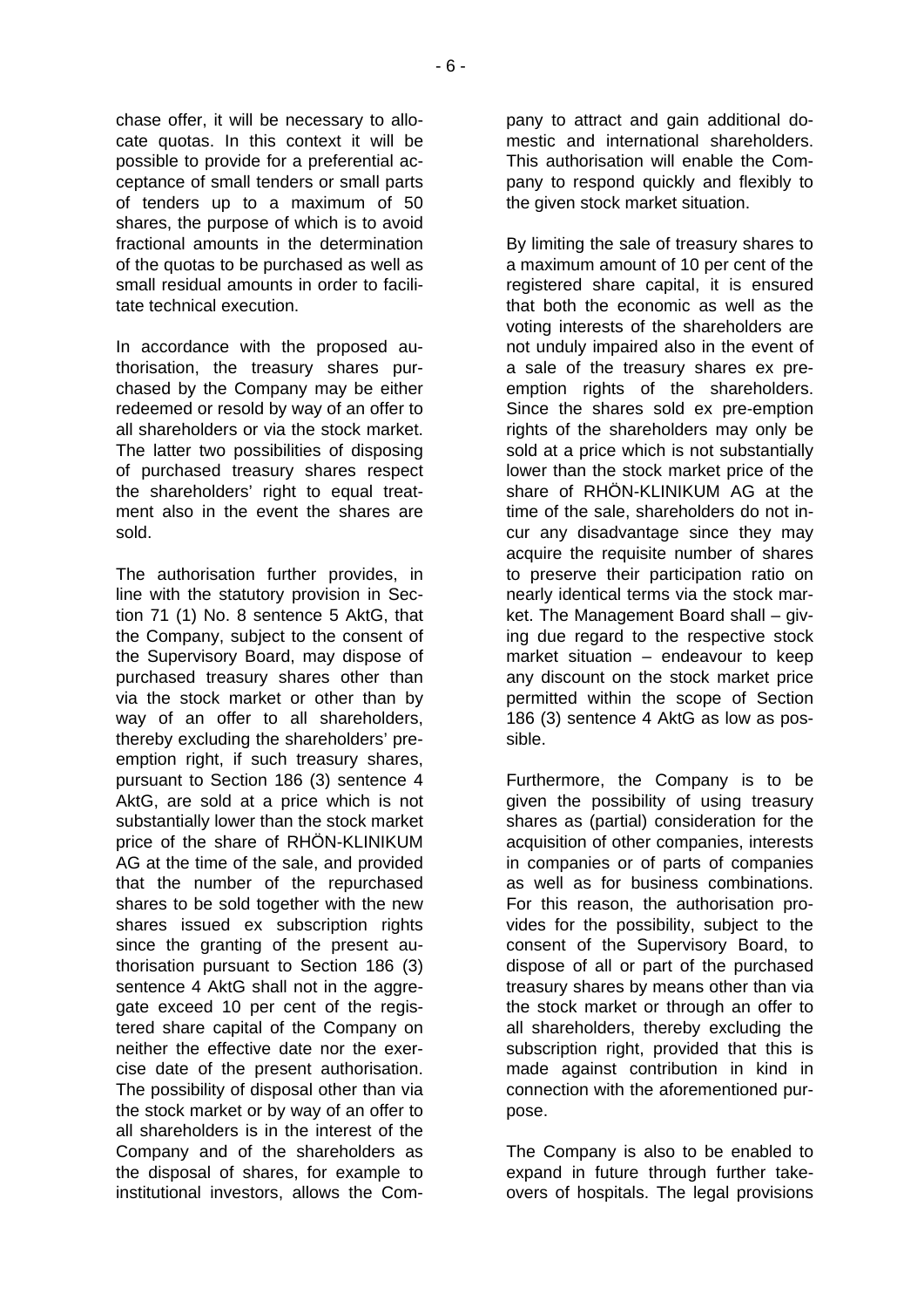chase offer, it will be necessary to allocate quotas. In this context it will be possible to provide for a preferential acceptance of small tenders or small parts of tenders up to a maximum of 50 shares, the purpose of which is to avoid fractional amounts in the determination of the quotas to be purchased as well as small residual amounts in order to facilitate technical execution.

In accordance with the proposed authorisation, the treasury shares purchased by the Company may be either redeemed or resold by way of an offer to all shareholders or via the stock market. The latter two possibilities of disposing of purchased treasury shares respect the shareholders' right to equal treatment also in the event the shares are sold.

The authorisation further provides, in line with the statutory provision in Section 71 (1) No. 8 sentence 5 AktG, that the Company, subject to the consent of the Supervisory Board, may dispose of purchased treasury shares other than via the stock market or other than by way of an offer to all shareholders, thereby excluding the shareholders' pre-emption right, if such treasury shares, pursuant to Section 186 (3) sentence 4 AktG, are sold at a price which is not substantially lower than the stock market price of the share of RHÖN-KLINIKUM AG at the time of the sale, and provided that the number of the repurchased shares to be sold together with the new shares issued ex subscription rights since the granting of the present authorisation pursuant to Section 186 (3) sentence 4 AktG shall not in the aggregate exceed 10 per cent of the registered share capital of the Company on neither the effective date nor the exercise date of the present authorisation. The possibility of disposal other than via the stock market or by way of an offer to all shareholders is in the interest of the Company and of the shareholders as the disposal of shares, for example to institutional investors, allows the Company to attract and gain additional domestic and international shareholders. This authorisation will enable the Company to respond quickly and flexibly to the given stock market situation.

By limiting the sale of treasury shares to a maximum amount of 10 per cent of the registered share capital, it is ensured that both the economic as well as the voting interests of the shareholders are not unduly impaired also in the event of a sale of the treasury shares ex pre-emption rights of the shareholders. Since the shares sold ex pre-emption rights of the shareholders may only be sold at a price which is not substantially lower than the stock market price of the share of RHÖN-KLINIKUM AG at the time of the sale, shareholders do not incur any disadvantage since they may acquire the requisite number of shares to preserve their participation ratio on nearly identical terms via the stock market. The Management Board shall – giving due regard to the respective stock market situation – endeavour to keep any discount on the stock market price permitted within the scope of Section 186 (3) sentence 4 AktG as low as possible.

Furthermore, the Company is to be given the possibility of using treasury shares as (partial) consideration for the acquisition of other companies, interests in companies or of parts of companies as well as for business combinations. For this reason, the authorisation provides for the possibility, subject to the consent of the Supervisory Board, to dispose of all or part of the purchased treasury shares by means other than via the stock market or through an offer to all shareholders, thereby excluding the subscription right, provided that this is made against contribution in kind in connection with the aforementioned purpose.

The Company is also to be enabled to expand in future through further takeovers of hospitals. The legal provisions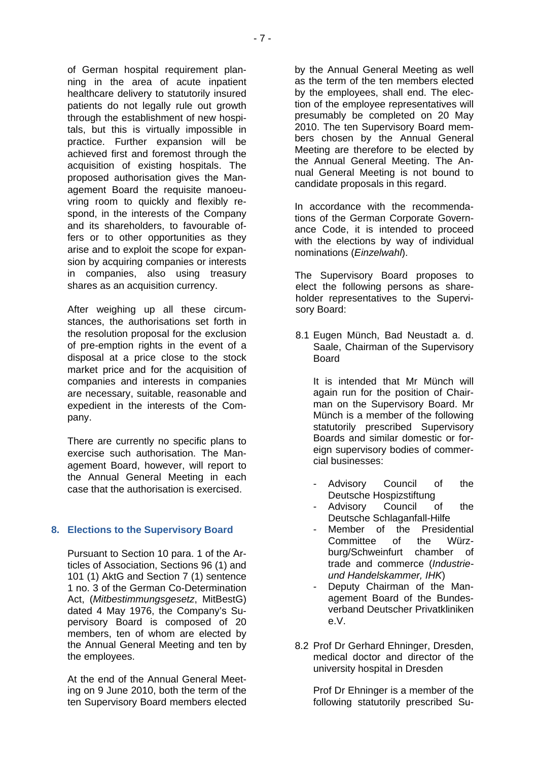of German hospital requirement planning in the area of acute inpatient healthcare delivery to statutorily insured patients do not legally rule out growth through the establishment of new hospitals, but this is virtually impossible in practice. Further expansion will be achieved first and foremost through the acquisition of existing hospitals. The proposed authorisation gives the Management Board the requisite manoeuvring room to quickly and flexibly respond, in the interests of the Company and its shareholders, to favourable offers or to other opportunities as they arise and to exploit the scope for expansion by acquiring companies or interests in companies, also using treasury shares as an acquisition currency.

After weighing up all these circumstances, the authorisations set forth in the resolution proposal for the exclusion of pre-emption rights in the event of a disposal at a price close to the stock market price and for the acquisition of companies and interests in companies are necessary, suitable, reasonable and expedient in the interests of the Company.

There are currently no specific plans to exercise such authorisation. The Management Board, however, will report to the Annual General Meeting in each case that the authorisation is exercised.

## 8. Elections to the Supervisory Board

Pursuant to Section 10 para. 1 of the Articles of Association, Sections 96 (1) and 101 (1) AktG and Section 7 (1) sentence 1 no. 3 of the German Co-Determination Act, (*Mitbestimmungsgesetz*, MitBestG) dated 4 May 1976, the Company's Supervisory Board is composed of 20 members, ten of whom are elected by the Annual General Meeting and ten by the employees.

At the end of the Annual General Meeting on 9 June 2010, both the term of the ten Supervisory Board members elected by the Annual General Meeting as well as the term of the ten members elected by the employees, shall end. The election of the employee representatives will presumably be completed on 20 May 2010. The ten Supervisory Board members chosen by the Annual General Meeting are therefore to be elected by the Annual General Meeting. The Annual General Meeting is not bound to candidate proposals in this regard.

In accordance with the recommendations of the German Corporate Governance Code, it is intended to proceed with the elections by way of individual nominations (*Einzelwahl*).

The Supervisory Board proposes to elect the following persons as shareholder representatives to the Supervisory Board:

8.1 Eugen Münch, Bad Neustadt a. d. Saale, Chairman of the Supervisory Board

It is intended that Mr Münch will again run for the position of Chairman on the Supervisory Board. Mr Münch is a member of the following statutorily prescribed Supervisory Boards and similar domestic or foreign supervisory bodies of commercial businesses:

- Advisory Council of the Deutsche Hospizstiftung
- Advisory Council of the Deutsche Schlaganfall-Hilfe
- Member of the Presidential Committee of the Würzburg/Schweinfurt chamber of trade and commerce (*Industrie- und Handelskammer, IHK*)
- Deputy Chairman of the Management Board of the Bundesverband Deutscher Privatkliniken e.V.

8.2 Prof Dr Gerhard Ehninger, Dresden, medical doctor and director of the university hospital in Dresden

Prof Dr Ehninger is a member of the following statutorily prescribed Su-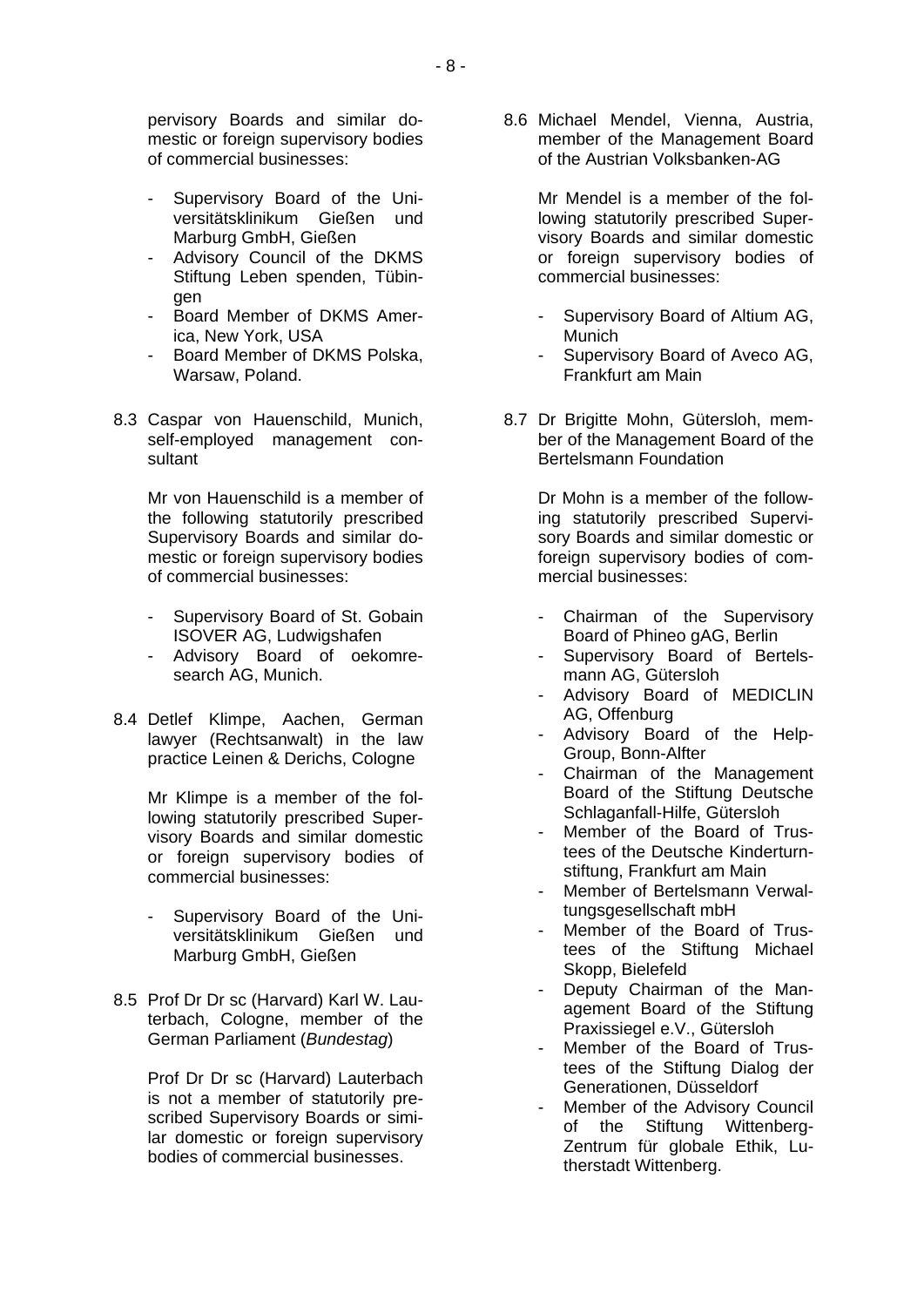pervisory Boards and similar domestic or foreign supervisory bodies of commercial businesses:

- Supervisory Board of the Universitätsklinikum Gießen und Marburg GmbH, Gießen
- Advisory Council of the DKMS Stiftung Leben spenden, Tübingen
- Board Member of DKMS America, New York, USA
- Board Member of DKMS Polska, Warsaw, Poland.

8.3 Caspar von Hauenschild, Munich, self-employed management consultant

Mr von Hauenschild is a member of the following statutorily prescribed Supervisory Boards and similar domestic or foreign supervisory bodies of commercial businesses:

- Supervisory Board of St. Gobain ISOVER AG, Ludwigshafen
- Advisory Board of oekomresearch AG, Munich.

8.4 Detlef Klimpe, Aachen, German lawyer (Rechtsanwalt) in the law practice Leinen & Derichs, Cologne

Mr Klimpe is a member of the following statutorily prescribed Supervisory Boards and similar domestic or foreign supervisory bodies of commercial businesses:

- Supervisory Board of the Universitätsklinikum Gießen und Marburg GmbH, Gießen

8.5 Prof Dr Dr sc (Harvard) Karl W. Lauterbach, Cologne, member of the German Parliament (*Bundestag*)

Prof Dr Dr sc (Harvard) Lauterbach is not a member of statutorily prescribed Supervisory Boards or similar domestic or foreign supervisory bodies of commercial businesses.

8.6 Michael Mendel, Vienna, Austria, member of the Management Board of the Austrian Volksbanken-AG

Mr Mendel is a member of the following statutorily prescribed Supervisory Boards and similar domestic or foreign supervisory bodies of commercial businesses:

- Supervisory Board of Altium AG, Munich
- Supervisory Board of Aveco AG, Frankfurt am Main

8.7 Dr Brigitte Mohn, Gütersloh, member of the Management Board of the Bertelsmann Foundation

Dr Mohn is a member of the following statutorily prescribed Supervisory Boards and similar domestic or foreign supervisory bodies of commercial businesses:

- Chairman of the Supervisory Board of Phineo gAG, Berlin
- Supervisory Board of Bertelsmann AG, Gütersloh
- Advisory Board of MEDICLIN AG, Offenburg
- Advisory Board of the Help-Group, Bonn-Alfter
- Chairman of the Management Board of the Stiftung Deutsche Schlaganfall-Hilfe, Gütersloh
- Member of the Board of Trustees of the Deutsche Kinderturnstiftung, Frankfurt am Main
- Member of Bertelsmann Verwaltungsgesellschaft mbH
- Member of the Board of Trustees of the Stiftung Michael Skopp, Bielefeld
- Deputy Chairman of the Management Board of the Stiftung Praxissiegel e.V., Gütersloh
- Member of the Board of Trustees of the Stiftung Dialog der Generationen, Düsseldorf
- Member of the Advisory Council of the Stiftung Wittenberg-Zentrum für globale Ethik, Lutherstadt Wittenberg.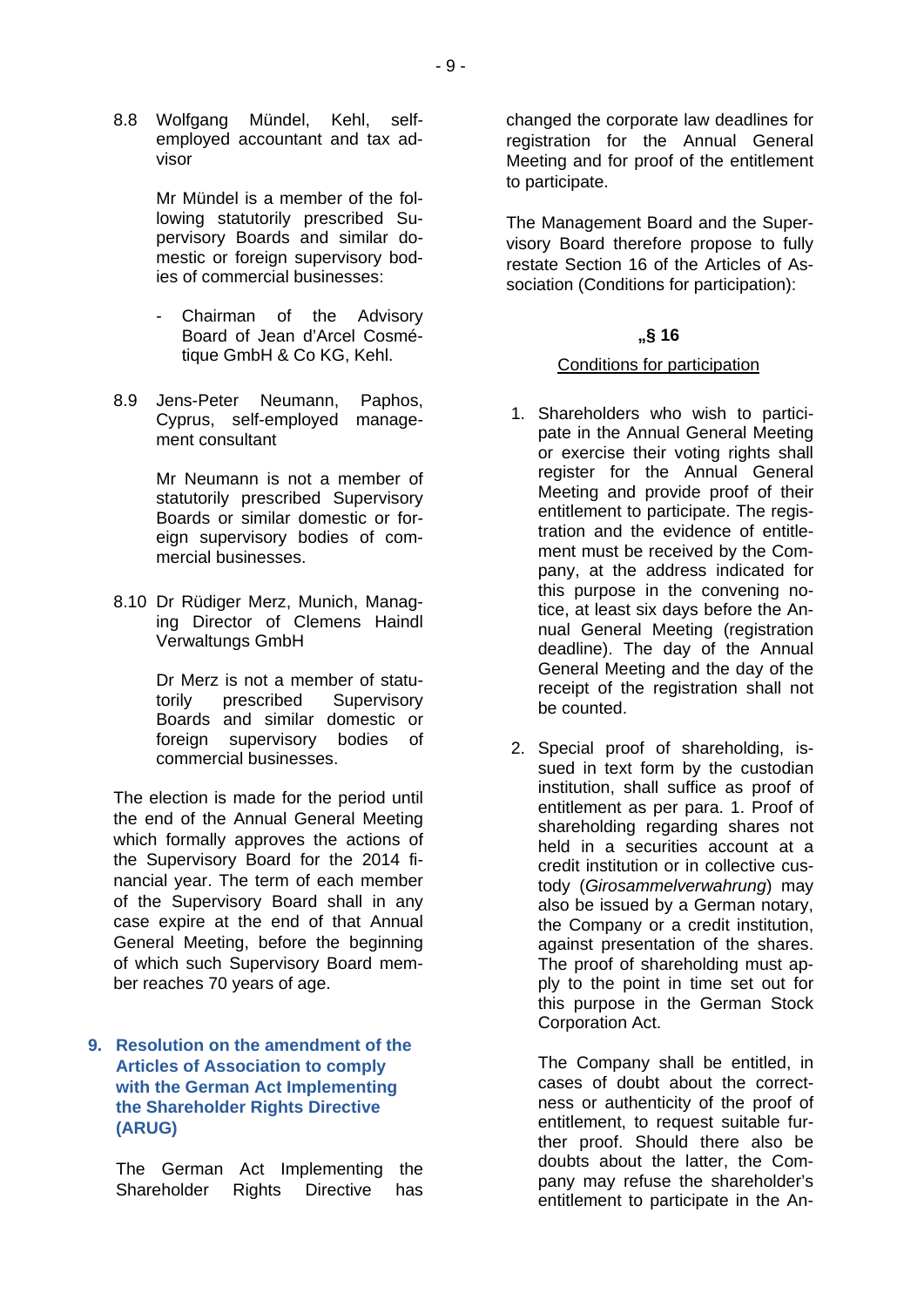8.8 Wolfgang Mündel, Kehl, self-employed accountant and tax advisor

Mr Mündel is a member of the following statutorily prescribed Supervisory Boards and similar domestic or foreign supervisory bodies of commercial businesses:

- Chairman of the Advisory Board of Jean d'Arcel Cosmétique GmbH & Co KG, Kehl.

8.9 Jens-Peter Neumann, Paphos, Cyprus, self-employed management consultant

Mr Neumann is not a member of statutorily prescribed Supervisory Boards or similar domestic or foreign supervisory bodies of commercial businesses.

8.10 Dr Rüdiger Merz, Munich, Managing Director of Clemens Haindl Verwaltungs GmbH

Dr Merz is not a member of statutorily prescribed Supervisory Boards and similar domestic or foreign supervisory bodies of commercial businesses.

The election is made for the period until the end of the Annual General Meeting which formally approves the actions of the Supervisory Board for the 2014 financial year. The term of each member of the Supervisory Board shall in any case expire at the end of that Annual General Meeting, before the beginning of which such Supervisory Board member reaches 70 years of age.

## 9. Resolution on the amendment of the Articles of Association to comply with the German Act Implementing the Shareholder Rights Directive (ARUG)

The German Act Implementing the Shareholder Rights Directive has changed the corporate law deadlines for registration for the Annual General Meeting and for proof of the entitlement to participate.

The Management Board and the Supervisory Board therefore propose to fully restate Section 16 of the Articles of Association (Conditions for participation):

**„§ 16**

Conditions for participation

1. Shareholders who wish to participate in the Annual General Meeting or exercise their voting rights shall register for the Annual General Meeting and provide proof of their entitlement to participate. The registration and the evidence of entitlement must be received by the Company, at the address indicated for this purpose in the convening notice, at least six days before the Annual General Meeting (registration deadline). The day of the Annual General Meeting and the day of the receipt of the registration shall not be counted.

2. Special proof of shareholding, issued in text form by the custodian institution, shall suffice as proof of entitlement as per para. 1. Proof of shareholding regarding shares not held in a securities account at a credit institution or in collective custody (*Girosammelverwahrung*) may also be issued by a German notary, the Company or a credit institution, against presentation of the shares. The proof of shareholding must apply to the point in time set out for this purpose in the German Stock Corporation Act.

   The Company shall be entitled, in cases of doubt about the correctness or authenticity of the proof of entitlement, to request suitable further proof. Should there also be doubts about the latter, the Company may refuse the shareholder's entitlement to participate in the An-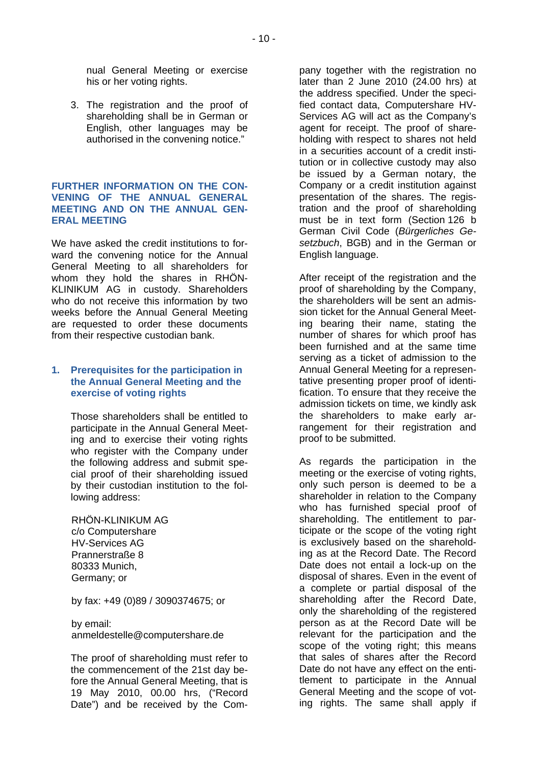nual General Meeting or exercise his or her voting rights.

3. The registration and the proof of shareholding shall be in German or English, other languages may be authorised in the convening notice."

## FURTHER INFORMATION ON THE CONVENING OF THE ANNUAL GENERAL MEETING AND ON THE ANNUAL GENERAL MEETING

We have asked the credit institutions to forward the convening notice for the Annual General Meeting to all shareholders for whom they hold the shares in RHÖN-KLINIKUM AG in custody. Shareholders who do not receive this information by two weeks before the Annual General Meeting are requested to order these documents from their respective custodian bank.

### 1. Prerequisites for the participation in the Annual General Meeting and the exercise of voting rights

Those shareholders shall be entitled to participate in the Annual General Meeting and to exercise their voting rights who register with the Company under the following address and submit special proof of their shareholding issued by their custodian institution to the following address:

RHÖN-KLINIKUM AG
c/o Computershare
HV-Services AG
Prannerstraße 8
80333 Munich,
Germany; or

by fax: +49 (0)89 / 3090374675; or

by email:
anmeldestelle@computershare.de

The proof of shareholding must refer to the commencement of the 21st day before the Annual General Meeting, that is 19 May 2010, 00.00 hrs, ("Record Date") and be received by the Company together with the registration no later than 2 June 2010 (24.00 hrs) at the address specified. Under the specified contact data, Computershare HV-Services AG will act as the Company's agent for receipt. The proof of shareholding with respect to shares not held in a securities account of a credit institution or in collective custody may also be issued by a German notary, the Company or a credit institution against presentation of the shares. The registration and the proof of shareholding must be in text form (Section 126 b German Civil Code (*Bürgerliches Gesetzbuch*, BGB) and in the German or English language.

After receipt of the registration and the proof of shareholding by the Company, the shareholders will be sent an admission ticket for the Annual General Meeting bearing their name, stating the number of shares for which proof has been furnished and at the same time serving as a ticket of admission to the Annual General Meeting for a representative presenting proper proof of identification. To ensure that they receive the admission tickets on time, we kindly ask the shareholders to make early arrangement for their registration and proof to be submitted.

As regards the participation in the meeting or the exercise of voting rights, only such person is deemed to be a shareholder in relation to the Company who has furnished special proof of shareholding. The entitlement to participate or the scope of the voting right is exclusively based on the shareholding as at the Record Date. The Record Date does not entail a lock-up on the disposal of shares. Even in the event of a complete or partial disposal of the shareholding after the Record Date, only the shareholding of the registered person as at the Record Date will be relevant for the participation and the scope of the voting right; this means that sales of shares after the Record Date do not have any effect on the entitlement to participate in the Annual General Meeting and the scope of voting rights. The same shall apply if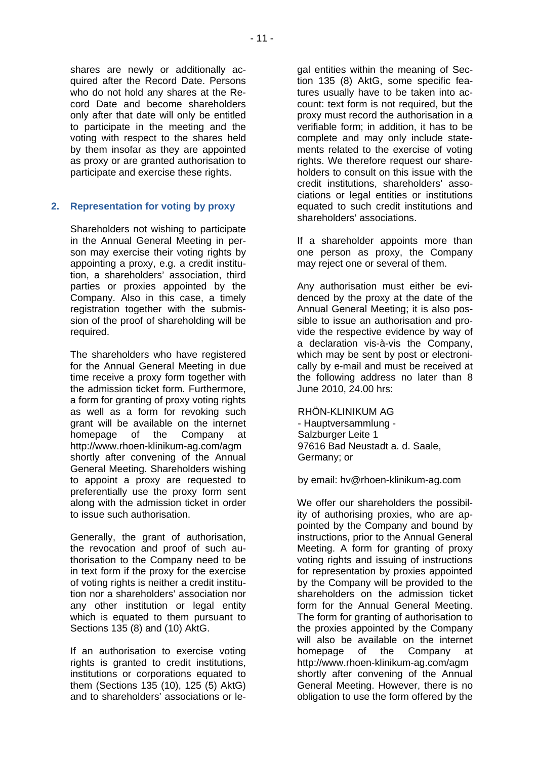shares are newly or additionally acquired after the Record Date. Persons who do not hold any shares at the Record Date and become shareholders only after that date will only be entitled to participate in the meeting and the voting with respect to the shares held by them insofar as they are appointed as proxy or are granted authorisation to participate and exercise these rights.

## 2. Representation for voting by proxy

Shareholders not wishing to participate in the Annual General Meeting in person may exercise their voting rights by appointing a proxy, e.g. a credit institution, a shareholders' association, third parties or proxies appointed by the Company. Also in this case, a timely registration together with the submission of the proof of shareholding will be required.

The shareholders who have registered for the Annual General Meeting in due time receive a proxy form together with the admission ticket form. Furthermore, a form for granting of proxy voting rights as well as a form for revoking such grant will be available on the internet homepage of the Company at http://www.rhoen-klinikum-ag.com/agm shortly after convening of the Annual General Meeting. Shareholders wishing to appoint a proxy are requested to preferentially use the proxy form sent along with the admission ticket in order to issue such authorisation.

Generally, the grant of authorisation, the revocation and proof of such authorisation to the Company need to be in text form if the proxy for the exercise of voting rights is neither a credit institution nor a shareholders' association nor any other institution or legal entity which is equated to them pursuant to Sections 135 (8) and (10) AktG.

If an authorisation to exercise voting rights is granted to credit institutions, institutions or corporations equated to them (Sections 135 (10), 125 (5) AktG) and to shareholders' associations or legal entities within the meaning of Section 135 (8) AktG, some specific features usually have to be taken into account: text form is not required, but the proxy must record the authorisation in a verifiable form; in addition, it has to be complete and may only include statements related to the exercise of voting rights. We therefore request our shareholders to consult on this issue with the credit institutions, shareholders' associations or legal entities or institutions equated to such credit institutions and shareholders' associations.

If a shareholder appoints more than one person as proxy, the Company may reject one or several of them.

Any authorisation must either be evidenced by the proxy at the date of the Annual General Meeting; it is also possible to issue an authorisation and provide the respective evidence by way of a declaration vis-à-vis the Company, which may be sent by post or electronically by e-mail and must be received at the following address no later than 8 June 2010, 24.00 hrs:

RHÖN-KLINIKUM AG
- Hauptversammlung -
Salzburger Leite 1
97616 Bad Neustadt a. d. Saale,
Germany; or

by email: hv@rhoen-klinikum-ag.com

We offer our shareholders the possibility of authorising proxies, who are appointed by the Company and bound by instructions, prior to the Annual General Meeting. A form for granting of proxy voting rights and issuing of instructions for representation by proxies appointed by the Company will be provided to the shareholders on the admission ticket form for the Annual General Meeting. The form for granting of authorisation to the proxies appointed by the Company will also be available on the internet homepage of the Company at http://www.rhoen-klinikum-ag.com/agm shortly after convening of the Annual General Meeting. However, there is no obligation to use the form offered by the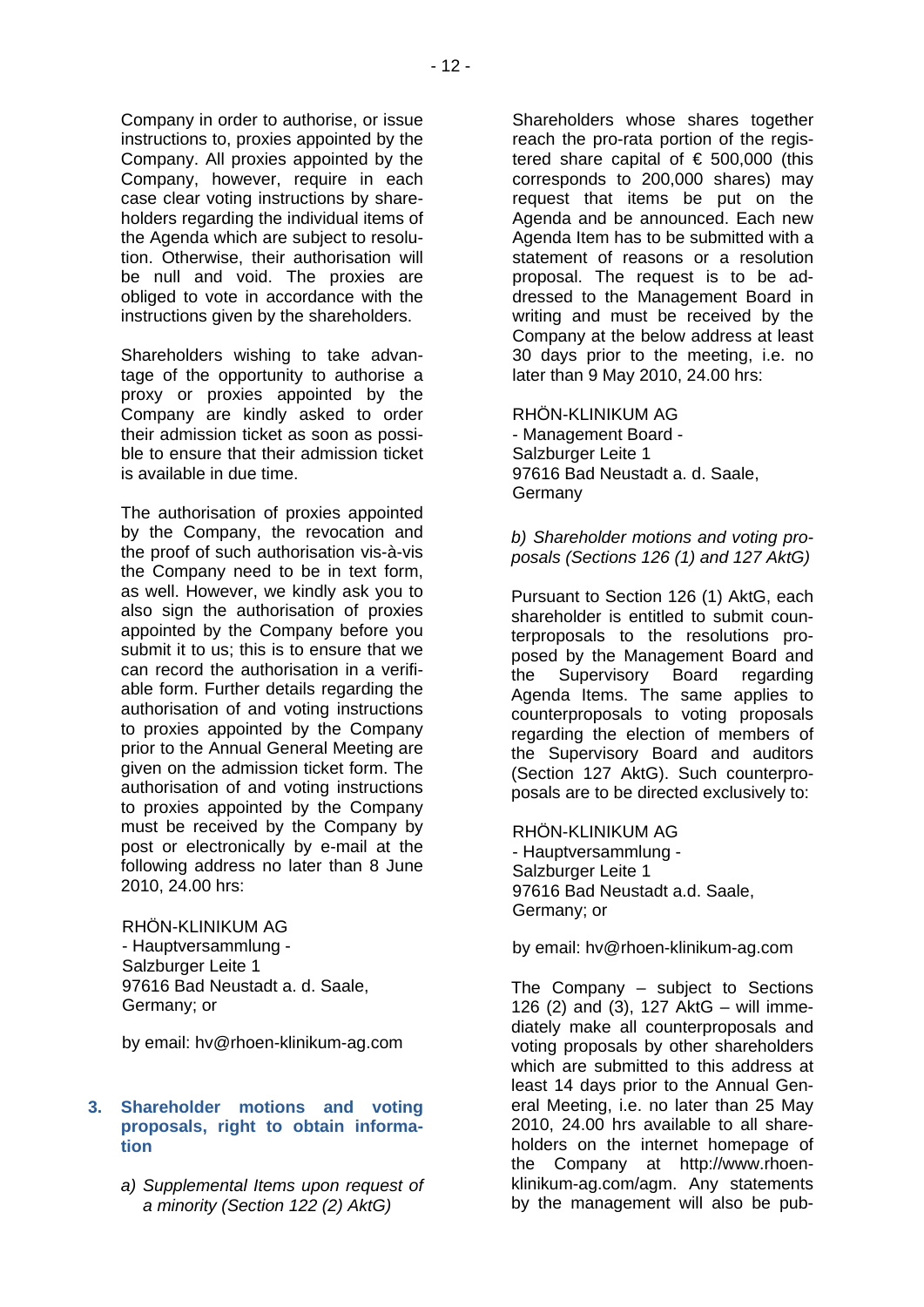Company in order to authorise, or issue instructions to, proxies appointed by the Company. All proxies appointed by the Company, however, require in each case clear voting instructions by shareholders regarding the individual items of the Agenda which are subject to resolution. Otherwise, their authorisation will be null and void. The proxies are obliged to vote in accordance with the instructions given by the shareholders.

Shareholders wishing to take advantage of the opportunity to authorise a proxy or proxies appointed by the Company are kindly asked to order their admission ticket as soon as possible to ensure that their admission ticket is available in due time.

The authorisation of proxies appointed by the Company, the revocation and the proof of such authorisation vis-à-vis the Company need to be in text form, as well. However, we kindly ask you to also sign the authorisation of proxies appointed by the Company before you submit it to us; this is to ensure that we can record the authorisation in a verifiable form. Further details regarding the authorisation of and voting instructions to proxies appointed by the Company prior to the Annual General Meeting are given on the admission ticket form. The authorisation of and voting instructions to proxies appointed by the Company must be received by the Company by post or electronically by e-mail at the following address no later than 8 June 2010, 24.00 hrs:

RHÖN-KLINIKUM AG
- Hauptversammlung -
Salzburger Leite 1
97616 Bad Neustadt a. d. Saale,
Germany; or

by email: hv@rhoen-klinikum-ag.com

## 3. Shareholder motions and voting proposals, right to obtain information

*a) Supplemental Items upon request of a minority (Section 122 (2) AktG)*

Shareholders whose shares together reach the pro-rata portion of the registered share capital of € 500,000 (this corresponds to 200,000 shares) may request that items be put on the Agenda and be announced. Each new Agenda Item has to be submitted with a statement of reasons or a resolution proposal. The request is to be addressed to the Management Board in writing and must be received by the Company at the below address at least 30 days prior to the meeting, i.e. no later than 9 May 2010, 24.00 hrs:

RHÖN-KLINIKUM AG
- Management Board -
Salzburger Leite 1
97616 Bad Neustadt a. d. Saale,
Germany

*b) Shareholder motions and voting proposals (Sections 126 (1) and 127 AktG)*

Pursuant to Section 126 (1) AktG, each shareholder is entitled to submit counterproposals to the resolutions proposed by the Management Board and the Supervisory Board regarding Agenda Items. The same applies to counterproposals to voting proposals regarding the election of members of the Supervisory Board and auditors (Section 127 AktG). Such counterproposals are to be directed exclusively to:

RHÖN-KLINIKUM AG
- Hauptversammlung -
Salzburger Leite 1
97616 Bad Neustadt a.d. Saale,
Germany; or

by email: hv@rhoen-klinikum-ag.com

The Company – subject to Sections 126 (2) and (3), 127 AktG – will immediately make all counterproposals and voting proposals by other shareholders which are submitted to this address at least 14 days prior to the Annual General Meeting, i.e. no later than 25 May 2010, 24.00 hrs available to all shareholders on the internet homepage of the Company at http://www.rhoen-klinikum-ag.com/agm. Any statements by the management will also be pub-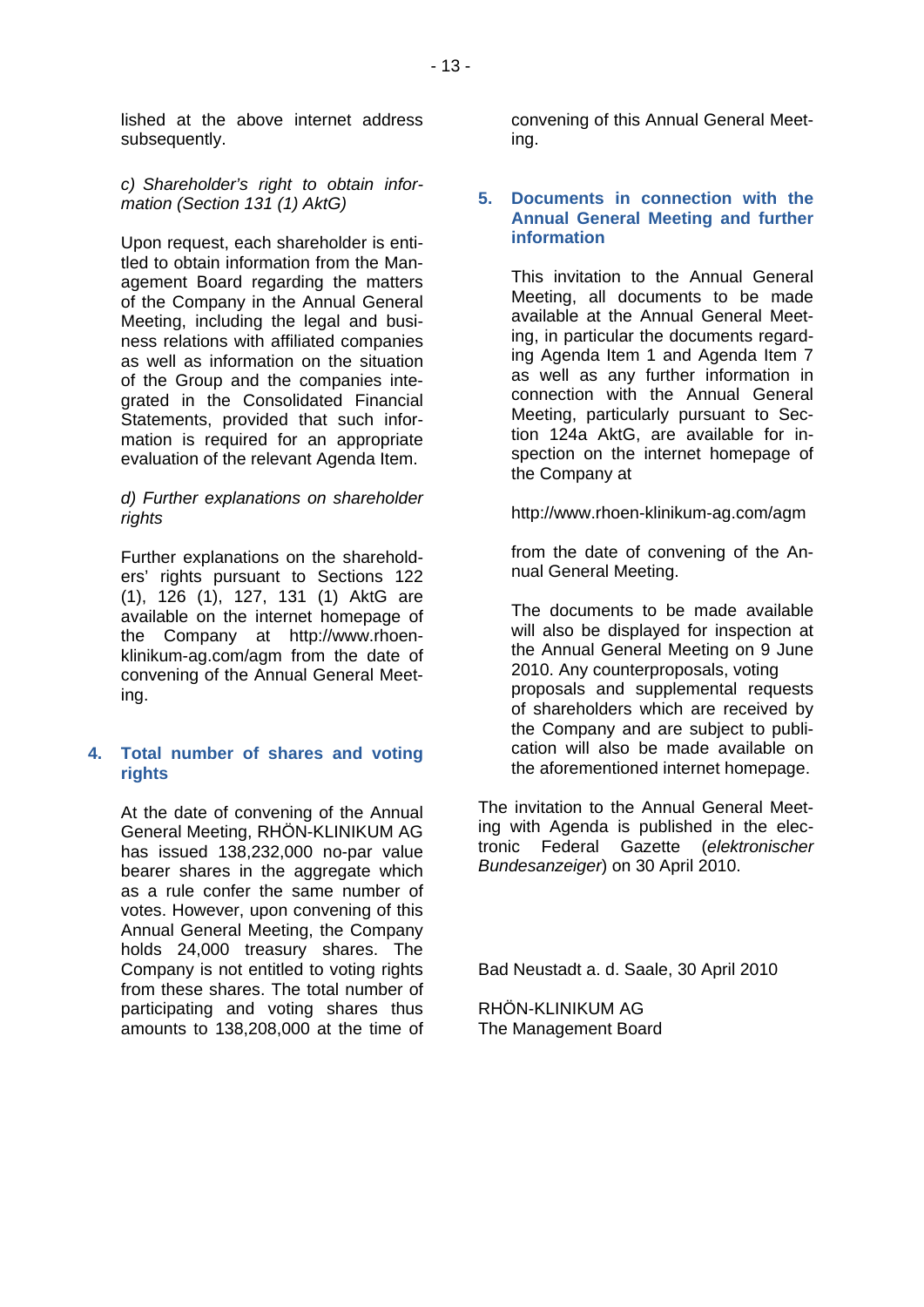lished at the above internet address subsequently.

*c) Shareholder's right to obtain information (Section 131 (1) AktG)*

Upon request, each shareholder is entitled to obtain information from the Management Board regarding the matters of the Company in the Annual General Meeting, including the legal and business relations with affiliated companies as well as information on the situation of the Group and the companies integrated in the Consolidated Financial Statements, provided that such information is required for an appropriate evaluation of the relevant Agenda Item.

*d) Further explanations on shareholder rights*

Further explanations on the shareholders' rights pursuant to Sections 122 (1), 126 (1), 127, 131 (1) AktG are available on the internet homepage of the Company at http://www.rhoen-klinikum-ag.com/agm from the date of convening of the Annual General Meeting.

## 4. Total number of shares and voting rights

At the date of convening of the Annual General Meeting, RHÖN-KLINIKUM AG has issued 138,232,000 no-par value bearer shares in the aggregate which as a rule confer the same number of votes. However, upon convening of this Annual General Meeting, the Company holds 24,000 treasury shares. The Company is not entitled to voting rights from these shares. The total number of participating and voting shares thus amounts to 138,208,000 at the time of convening of this Annual General Meeting.

## 5. Documents in connection with the Annual General Meeting and further information

This invitation to the Annual General Meeting, all documents to be made available at the Annual General Meeting, in particular the documents regarding Agenda Item 1 and Agenda Item 7 as well as any further information in connection with the Annual General Meeting, particularly pursuant to Section 124a AktG, are available for inspection on the internet homepage of the Company at

http://www.rhoen-klinikum-ag.com/agm

from the date of convening of the Annual General Meeting.

The documents to be made available will also be displayed for inspection at the Annual General Meeting on 9 June 2010. Any counterproposals, voting proposals and supplemental requests of shareholders which are received by the Company and are subject to publication will also be made available on the aforementioned internet homepage.

The invitation to the Annual General Meeting with Agenda is published in the electronic Federal Gazette (*elektronischer Bundesanzeiger*) on 30 April 2010.

Bad Neustadt a. d. Saale, 30 April 2010

RHÖN-KLINIKUM AG
The Management Board